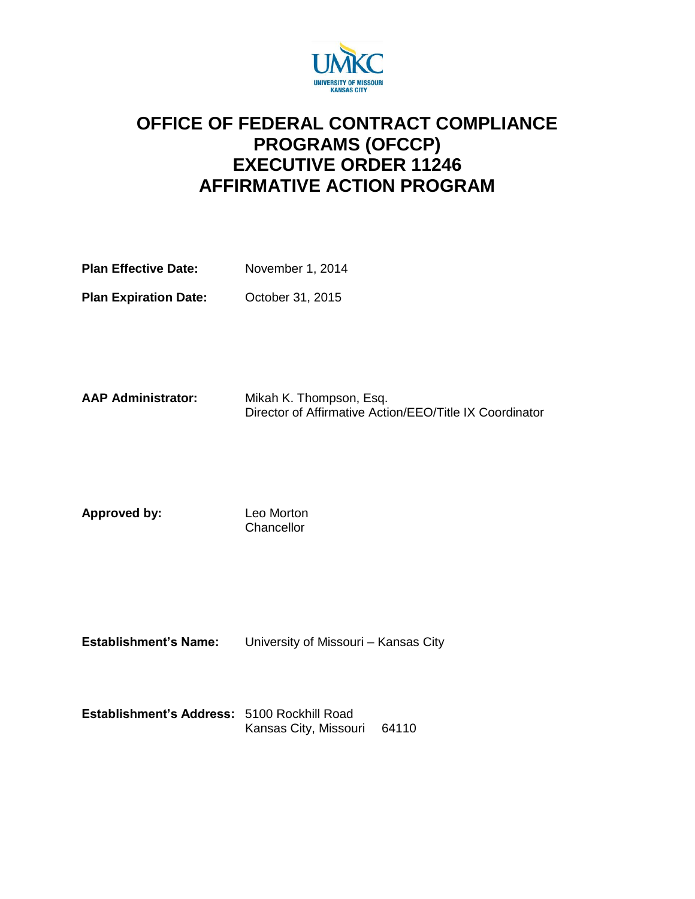UMKC
UNIVERSITY OF MISSOURI
KANSAS CITY

# OFFICE OF FEDERAL CONTRACT COMPLIANCE PROGRAMS (OFCCP)
# EXECUTIVE ORDER 11246
# AFFIRMATIVE ACTION PROGRAM

**Plan Effective Date:** November 1, 2014

**Plan Expiration Date:** October 31, 2015

**AAP Administrator:** Mikah K. Thompson, Esq.
Director of Affirmative Action/EEO/Title IX Coordinator

**Approved by:** Leo Morton
Chancellor

**Establishment's Name:** University of Missouri – Kansas City

**Establishment's Address:** 5100 Rockhill Road
Kansas City, Missouri 64110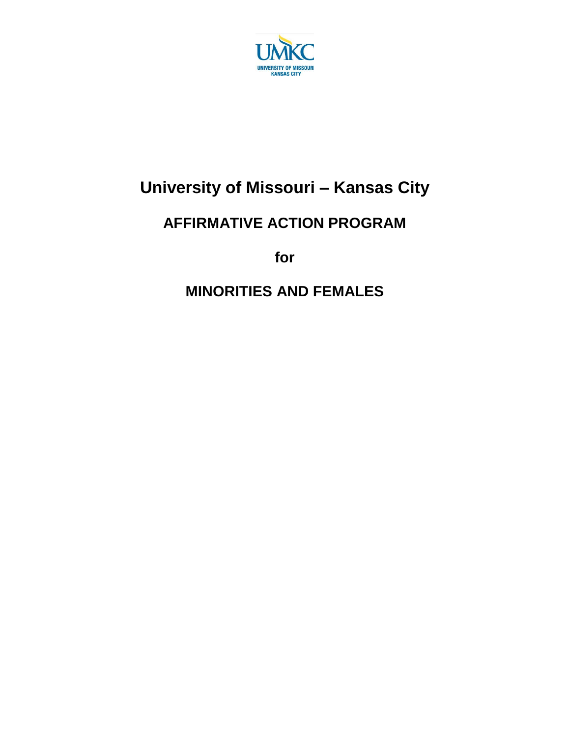# University of Missouri – Kansas City

## AFFIRMATIVE ACTION PROGRAM

## for

## MINORITIES AND FEMALES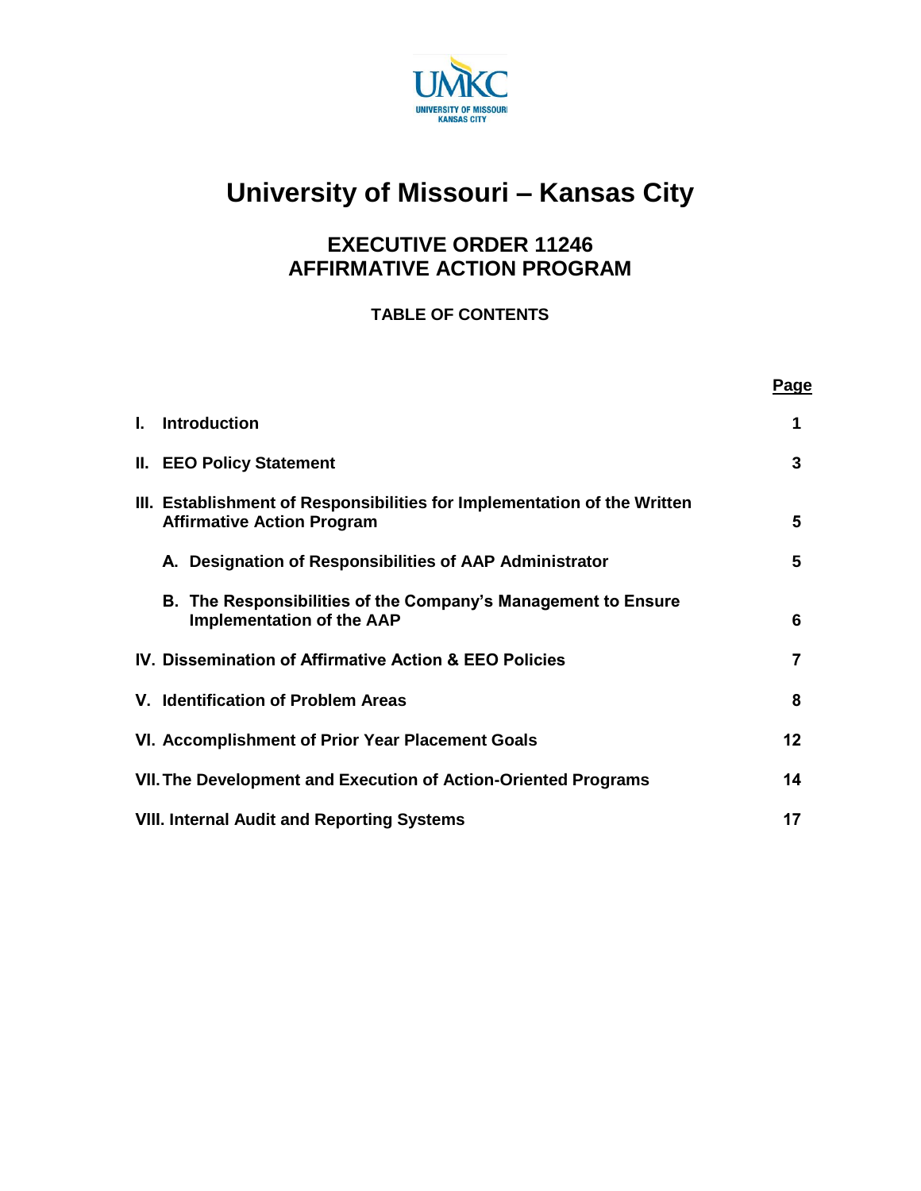UMKC
UNIVERSITY OF MISSOURI
KANSAS CITY

# University of Missouri – Kansas City

## EXECUTIVE ORDER 11246
## AFFIRMATIVE ACTION PROGRAM

### TABLE OF CONTENTS

| | Page |
|---|---|
| **I. Introduction** | **1** |
| **II. EEO Policy Statement** | **3** |
| **III. Establishment of Responsibilities for Implementation of the Written Affirmative Action Program** | **5** |
| **A. Designation of Responsibilities of AAP Administrator** | **5** |
| **B. The Responsibilities of the Company's Management to Ensure Implementation of the AAP** | **6** |
| **IV. Dissemination of Affirmative Action & EEO Policies** | **7** |
| **V. Identification of Problem Areas** | **8** |
| **VI. Accomplishment of Prior Year Placement Goals** | **12** |
| **VII. The Development and Execution of Action-Oriented Programs** | **14** |
| **VIII. Internal Audit and Reporting Systems** | **17** |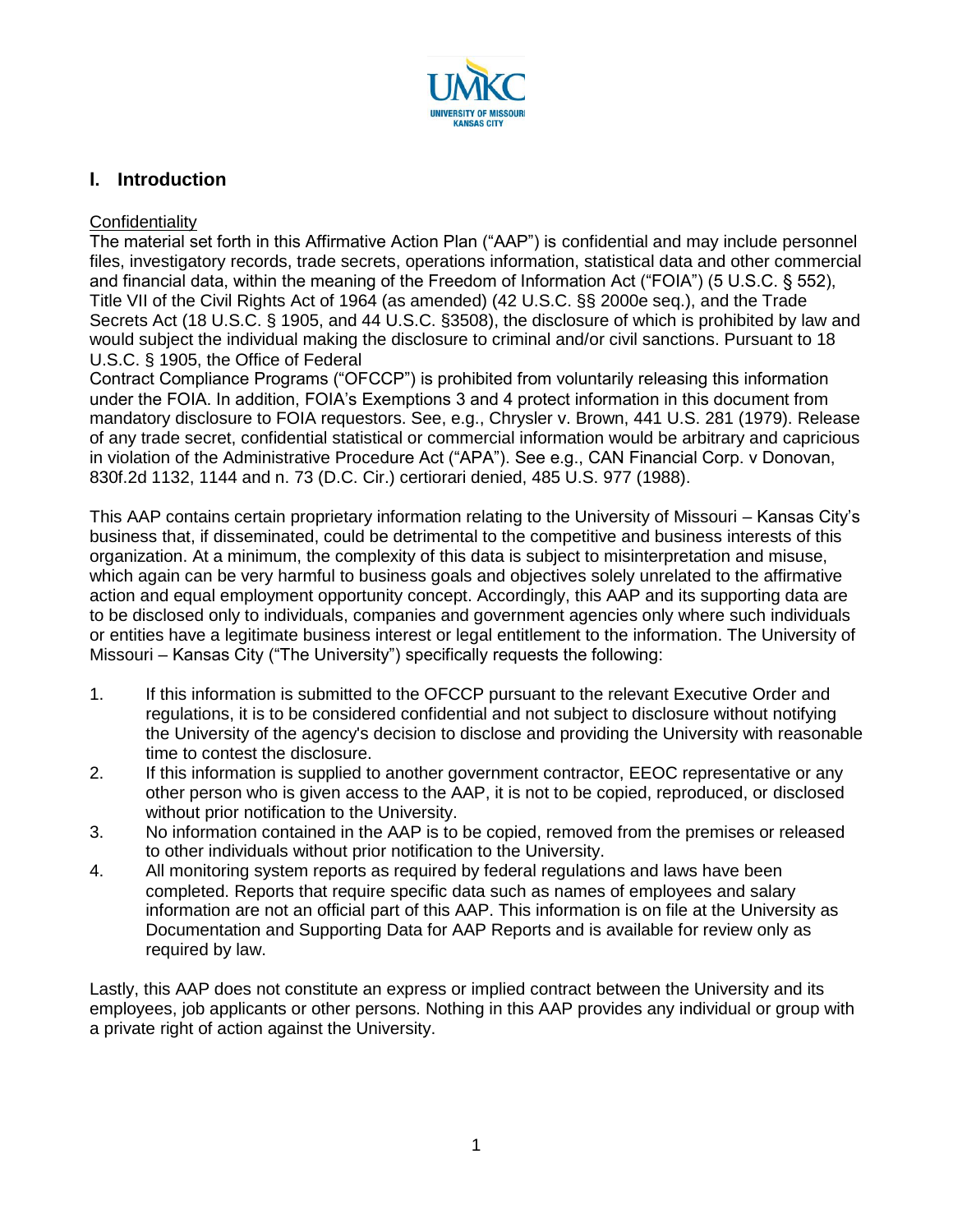## I. Introduction

Confidentiality

The material set forth in this Affirmative Action Plan ("AAP") is confidential and may include personnel files, investigatory records, trade secrets, operations information, statistical data and other commercial and financial data, within the meaning of the Freedom of Information Act ("FOIA") (5 U.S.C. § 552), Title VII of the Civil Rights Act of 1964 (as amended) (42 U.S.C. §§ 2000e seq.), and the Trade Secrets Act (18 U.S.C. § 1905, and 44 U.S.C. §3508), the disclosure of which is prohibited by law and would subject the individual making the disclosure to criminal and/or civil sanctions. Pursuant to 18 U.S.C. § 1905, the Office of Federal Contract Compliance Programs ("OFCCP") is prohibited from voluntarily releasing this information under the FOIA. In addition, FOIA's Exemptions 3 and 4 protect information in this document from mandatory disclosure to FOIA requestors. See, e.g., Chrysler v. Brown, 441 U.S. 281 (1979). Release of any trade secret, confidential statistical or commercial information would be arbitrary and capricious in violation of the Administrative Procedure Act ("APA"). See e.g., CAN Financial Corp. v Donovan, 830f.2d 1132, 1144 and n. 73 (D.C. Cir.) certiorari denied, 485 U.S. 977 (1988).

This AAP contains certain proprietary information relating to the University of Missouri – Kansas City's business that, if disseminated, could be detrimental to the competitive and business interests of this organization. At a minimum, the complexity of this data is subject to misinterpretation and misuse, which again can be very harmful to business goals and objectives solely unrelated to the affirmative action and equal employment opportunity concept. Accordingly, this AAP and its supporting data are to be disclosed only to individuals, companies and government agencies only where such individuals or entities have a legitimate business interest or legal entitlement to the information. The University of Missouri – Kansas City ("The University") specifically requests the following:

1. If this information is submitted to the OFCCP pursuant to the relevant Executive Order and regulations, it is to be considered confidential and not subject to disclosure without notifying the University of the agency's decision to disclose and providing the University with reasonable time to contest the disclosure.
2. If this information is supplied to another government contractor, EEOC representative or any other person who is given access to the AAP, it is not to be copied, reproduced, or disclosed without prior notification to the University.
3. No information contained in the AAP is to be copied, removed from the premises or released to other individuals without prior notification to the University.
4. All monitoring system reports as required by federal regulations and laws have been completed. Reports that require specific data such as names of employees and salary information are not an official part of this AAP. This information is on file at the University as Documentation and Supporting Data for AAP Reports and is available for review only as required by law.

Lastly, this AAP does not constitute an express or implied contract between the University and its employees, job applicants or other persons. Nothing in this AAP provides any individual or group with a private right of action against the University.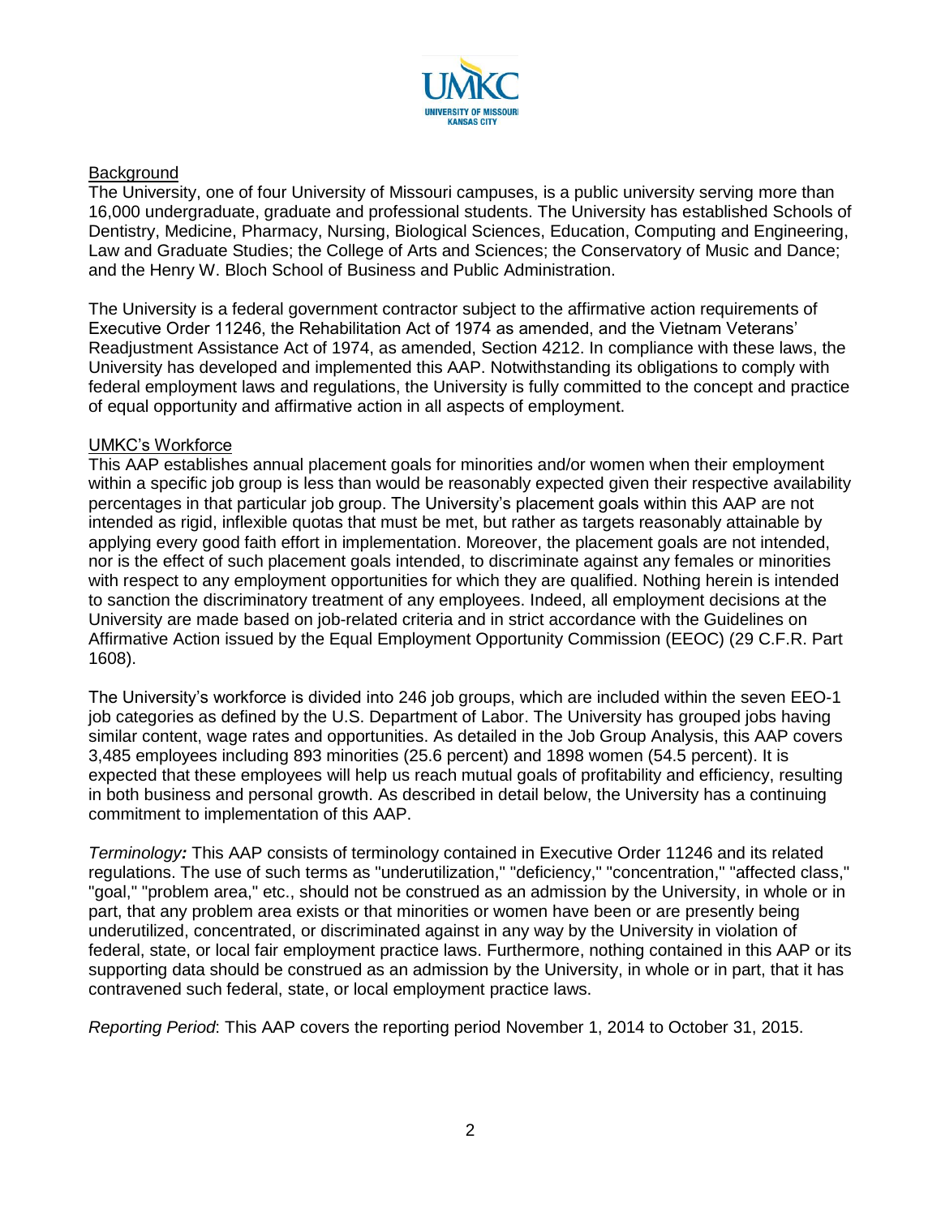## Background

The University, one of four University of Missouri campuses, is a public university serving more than 16,000 undergraduate, graduate and professional students. The University has established Schools of Dentistry, Medicine, Pharmacy, Nursing, Biological Sciences, Education, Computing and Engineering, Law and Graduate Studies; the College of Arts and Sciences; the Conservatory of Music and Dance; and the Henry W. Bloch School of Business and Public Administration.

The University is a federal government contractor subject to the affirmative action requirements of Executive Order 11246, the Rehabilitation Act of 1974 as amended, and the Vietnam Veterans' Readjustment Assistance Act of 1974, as amended, Section 4212. In compliance with these laws, the University has developed and implemented this AAP. Notwithstanding its obligations to comply with federal employment laws and regulations, the University is fully committed to the concept and practice of equal opportunity and affirmative action in all aspects of employment.

## UMKC's Workforce

This AAP establishes annual placement goals for minorities and/or women when their employment within a specific job group is less than would be reasonably expected given their respective availability percentages in that particular job group. The University's placement goals within this AAP are not intended as rigid, inflexible quotas that must be met, but rather as targets reasonably attainable by applying every good faith effort in implementation. Moreover, the placement goals are not intended, nor is the effect of such placement goals intended, to discriminate against any females or minorities with respect to any employment opportunities for which they are qualified. Nothing herein is intended to sanction the discriminatory treatment of any employees. Indeed, all employment decisions at the University are made based on job-related criteria and in strict accordance with the Guidelines on Affirmative Action issued by the Equal Employment Opportunity Commission (EEOC) (29 C.F.R. Part 1608).

The University's workforce is divided into 246 job groups, which are included within the seven EEO-1 job categories as defined by the U.S. Department of Labor. The University has grouped jobs having similar content, wage rates and opportunities. As detailed in the Job Group Analysis, this AAP covers 3,485 employees including 893 minorities (25.6 percent) and 1898 women (54.5 percent). It is expected that these employees will help us reach mutual goals of profitability and efficiency, resulting in both business and personal growth. As described in detail below, the University has a continuing commitment to implementation of this AAP.

*Terminology:* This AAP consists of terminology contained in Executive Order 11246 and its related regulations. The use of such terms as "underutilization," "deficiency," "concentration," "affected class," "goal," "problem area," etc., should not be construed as an admission by the University, in whole or in part, that any problem area exists or that minorities or women have been or are presently being underutilized, concentrated, or discriminated against in any way by the University in violation of federal, state, or local fair employment practice laws. Furthermore, nothing contained in this AAP or its supporting data should be construed as an admission by the University, in whole or in part, that it has contravened such federal, state, or local employment practice laws.

*Reporting Period*: This AAP covers the reporting period November 1, 2014 to October 31, 2015.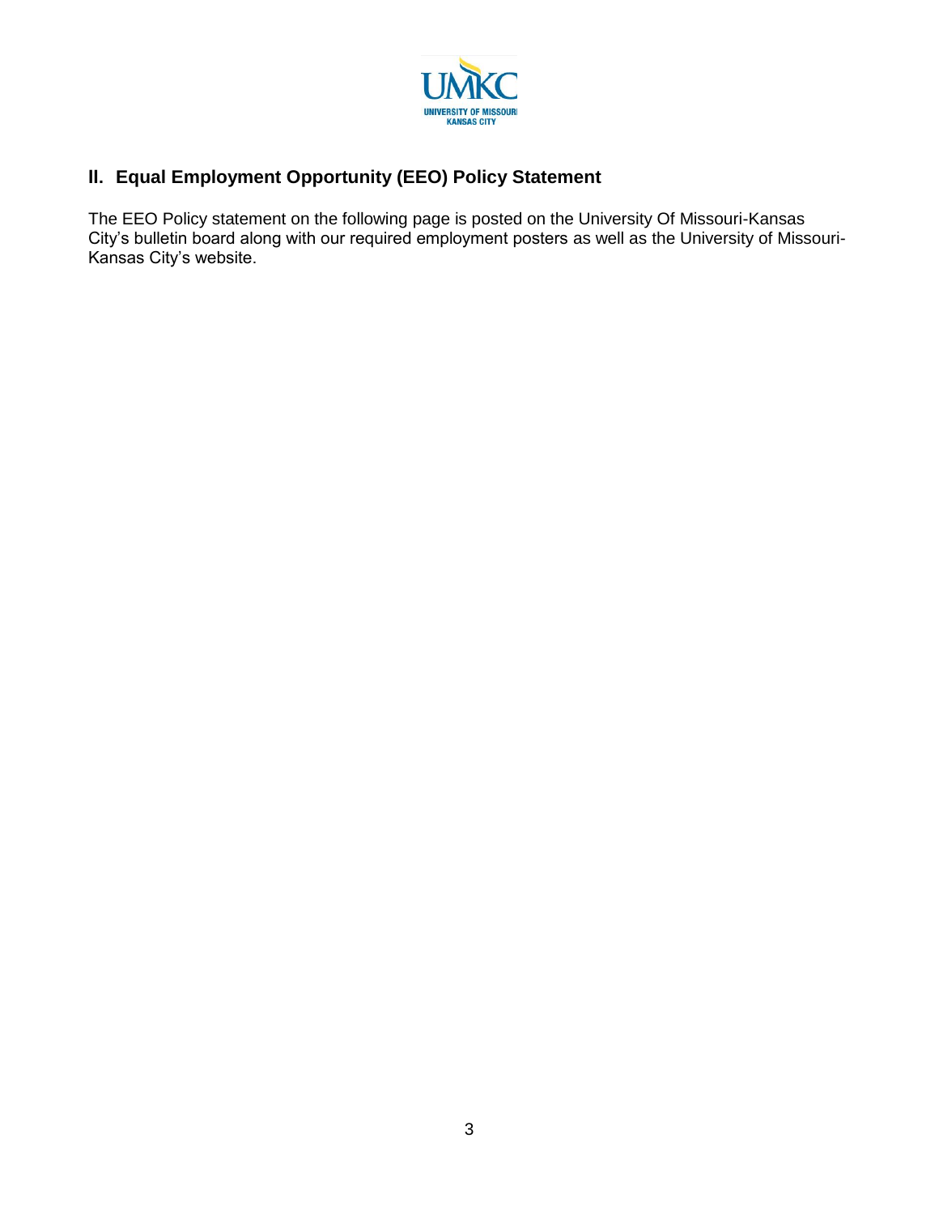## II. Equal Employment Opportunity (EEO) Policy Statement

The EEO Policy statement on the following page is posted on the University Of Missouri-Kansas City's bulletin board along with our required employment posters as well as the University of Missouri-Kansas City's website.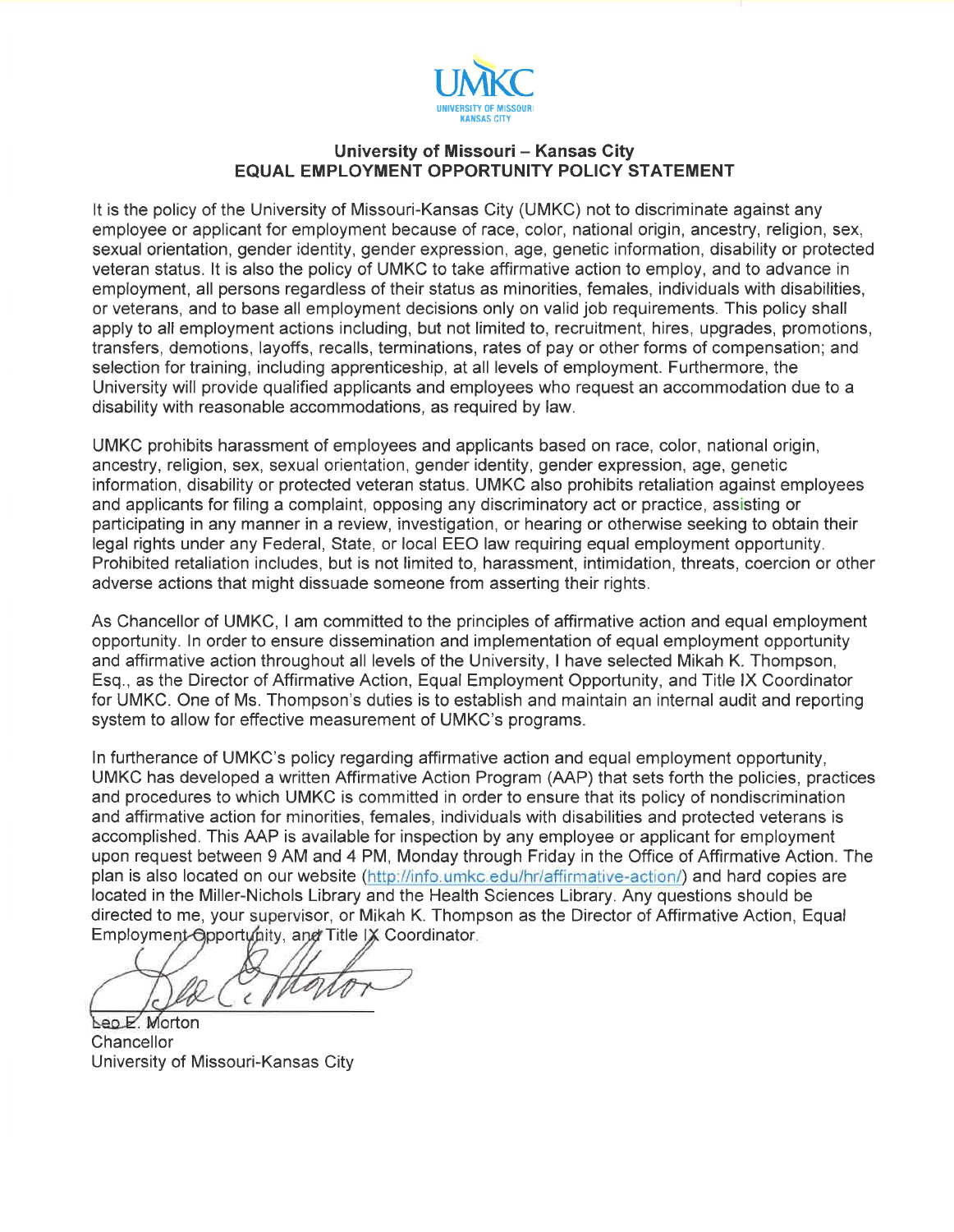UMKC
UNIVERSITY OF MISSOURI
KANSAS CITY

## University of Missouri – Kansas City
## EQUAL EMPLOYMENT OPPORTUNITY POLICY STATEMENT

It is the policy of the University of Missouri-Kansas City (UMKC) not to discriminate against any employee or applicant for employment because of race, color, national origin, ancestry, religion, sex, sexual orientation, gender identity, gender expression, age, genetic information, disability or protected veteran status. It is also the policy of UMKC to take affirmative action to employ, and to advance in employment, all persons regardless of their status as minorities, females, individuals with disabilities, or veterans, and to base all employment decisions only on valid job requirements. This policy shall apply to all employment actions including, but not limited to, recruitment, hires, upgrades, promotions, transfers, demotions, layoffs, recalls, terminations, rates of pay or other forms of compensation; and selection for training, including apprenticeship, at all levels of employment. Furthermore, the University will provide qualified applicants and employees who request an accommodation due to a disability with reasonable accommodations, as required by law.

UMKC prohibits harassment of employees and applicants based on race, color, national origin, ancestry, religion, sex, sexual orientation, gender identity, gender expression, age, genetic information, disability or protected veteran status. UMKC also prohibits retaliation against employees and applicants for filing a complaint, opposing any discriminatory act or practice, assisting or participating in any manner in a review, investigation, or hearing or otherwise seeking to obtain their legal rights under any Federal, State, or local EEO law requiring equal employment opportunity. Prohibited retaliation includes, but is not limited to, harassment, intimidation, threats, coercion or other adverse actions that might dissuade someone from asserting their rights.

As Chancellor of UMKC, I am committed to the principles of affirmative action and equal employment opportunity. In order to ensure dissemination and implementation of equal employment opportunity and affirmative action throughout all levels of the University, I have selected Mikah K. Thompson, Esq., as the Director of Affirmative Action, Equal Employment Opportunity, and Title IX Coordinator for UMKC. One of Ms. Thompson's duties is to establish and maintain an internal audit and reporting system to allow for effective measurement of UMKC's programs.

In furtherance of UMKC's policy regarding affirmative action and equal employment opportunity, UMKC has developed a written Affirmative Action Program (AAP) that sets forth the policies, practices and procedures to which UMKC is committed in order to ensure that its policy of nondiscrimination and affirmative action for minorities, females, individuals with disabilities and protected veterans is accomplished. This AAP is available for inspection by any employee or applicant for employment upon request between 9 AM and 4 PM, Monday through Friday in the Office of Affirmative Action. The plan is also located on our website (http://info.umkc.edu/hr/affirmative-action/) and hard copies are located in the Miller-Nichols Library and the Health Sciences Library. Any questions should be directed to me, your supervisor, or Mikah K. Thompson as the Director of Affirmative Action, Equal Employment Opportunity, and Title IX Coordinator.

Leo E. Morton
Chancellor
University of Missouri-Kansas City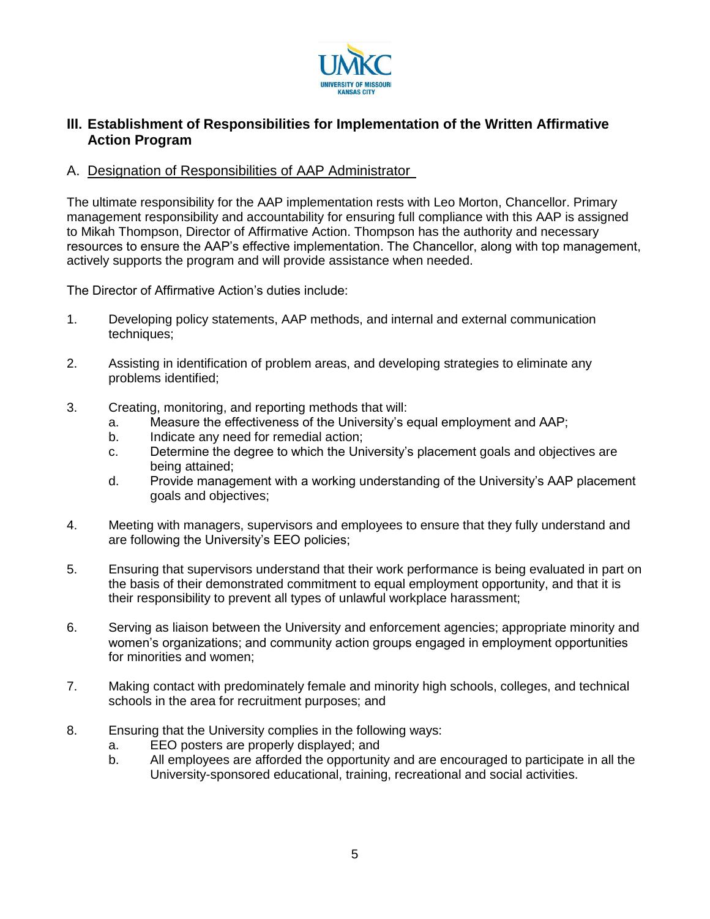## III. Establishment of Responsibilities for Implementation of the Written Affirmative Action Program

### A. Designation of Responsibilities of AAP Administrator

The ultimate responsibility for the AAP implementation rests with Leo Morton, Chancellor. Primary management responsibility and accountability for ensuring full compliance with this AAP is assigned to Mikah Thompson, Director of Affirmative Action. Thompson has the authority and necessary resources to ensure the AAP's effective implementation. The Chancellor, along with top management, actively supports the program and will provide assistance when needed.

The Director of Affirmative Action's duties include:

1. Developing policy statements, AAP methods, and internal and external communication techniques;

2. Assisting in identification of problem areas, and developing strategies to eliminate any problems identified;

3. Creating, monitoring, and reporting methods that will:
   a. Measure the effectiveness of the University's equal employment and AAP;
   b. Indicate any need for remedial action;
   c. Determine the degree to which the University's placement goals and objectives are being attained;
   d. Provide management with a working understanding of the University's AAP placement goals and objectives;

4. Meeting with managers, supervisors and employees to ensure that they fully understand and are following the University's EEO policies;

5. Ensuring that supervisors understand that their work performance is being evaluated in part on the basis of their demonstrated commitment to equal employment opportunity, and that it is their responsibility to prevent all types of unlawful workplace harassment;

6. Serving as liaison between the University and enforcement agencies; appropriate minority and women's organizations; and community action groups engaged in employment opportunities for minorities and women;

7. Making contact with predominately female and minority high schools, colleges, and technical schools in the area for recruitment purposes; and

8. Ensuring that the University complies in the following ways:
   a. EEO posters are properly displayed; and
   b. All employees are afforded the opportunity and are encouraged to participate in all the University-sponsored educational, training, recreational and social activities.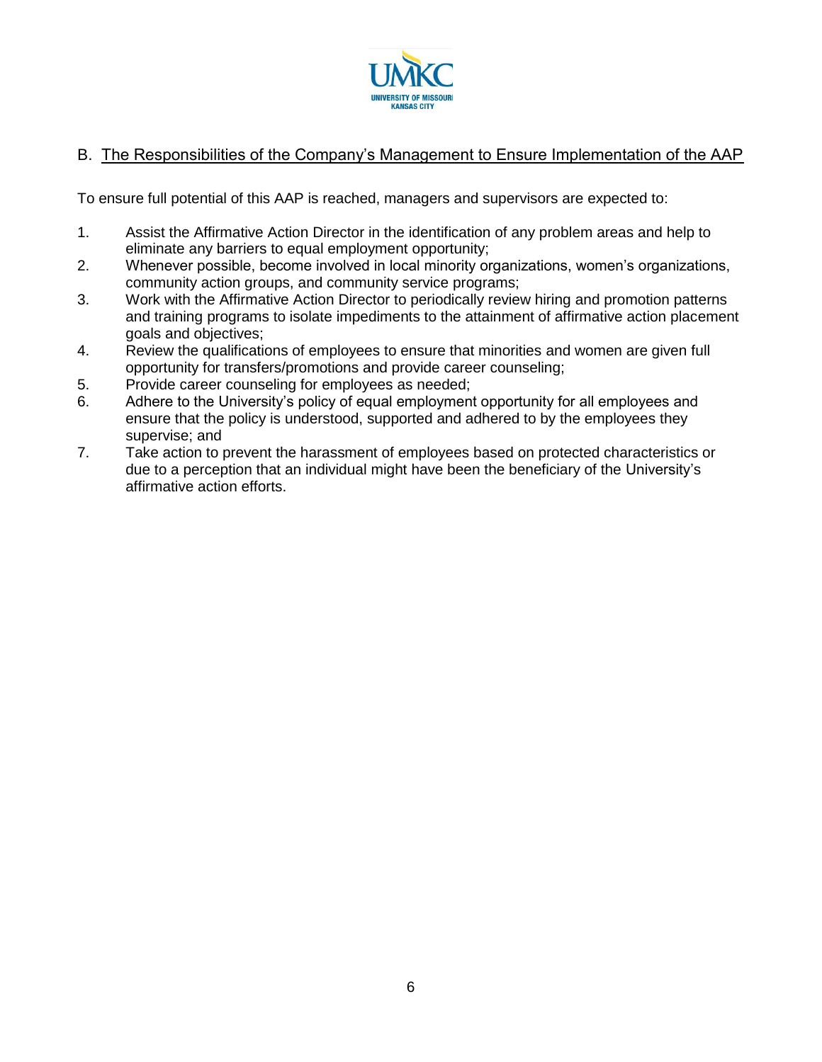## B. The Responsibilities of the Company's Management to Ensure Implementation of the AAP

To ensure full potential of this AAP is reached, managers and supervisors are expected to:

1. Assist the Affirmative Action Director in the identification of any problem areas and help to eliminate any barriers to equal employment opportunity;
2. Whenever possible, become involved in local minority organizations, women's organizations, community action groups, and community service programs;
3. Work with the Affirmative Action Director to periodically review hiring and promotion patterns and training programs to isolate impediments to the attainment of affirmative action placement goals and objectives;
4. Review the qualifications of employees to ensure that minorities and women are given full opportunity for transfers/promotions and provide career counseling;
5. Provide career counseling for employees as needed;
6. Adhere to the University's policy of equal employment opportunity for all employees and ensure that the policy is understood, supported and adhered to by the employees they supervise; and
7. Take action to prevent the harassment of employees based on protected characteristics or due to a perception that an individual might have been the beneficiary of the University's affirmative action efforts.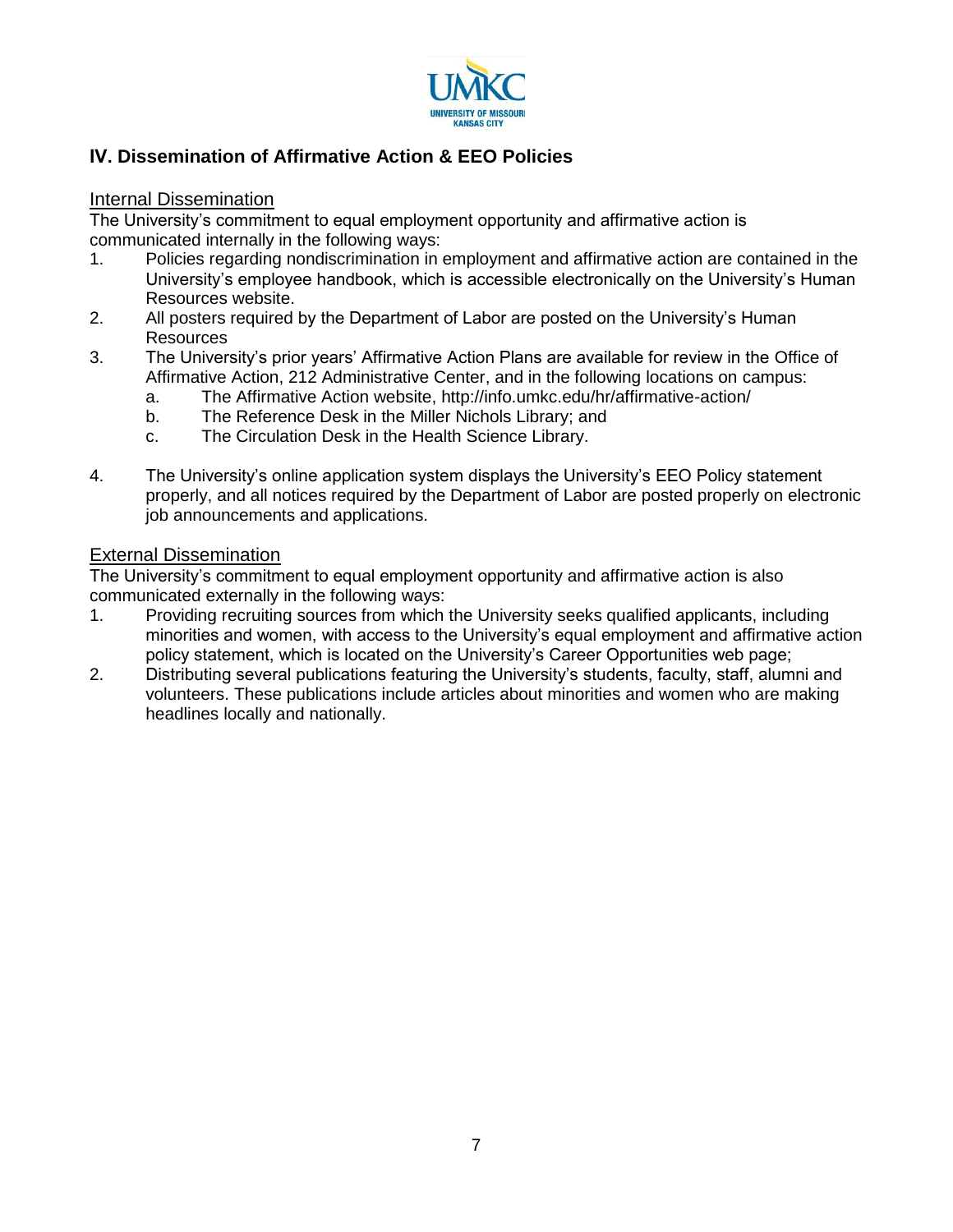## IV. Dissemination of Affirmative Action & EEO Policies

### Internal Dissemination

The University's commitment to equal employment opportunity and affirmative action is communicated internally in the following ways:

1. Policies regarding nondiscrimination in employment and affirmative action are contained in the University's employee handbook, which is accessible electronically on the University's Human Resources website.
2. All posters required by the Department of Labor are posted on the University's Human Resources
3. The University's prior years' Affirmative Action Plans are available for review in the Office of Affirmative Action, 212 Administrative Center, and in the following locations on campus:
   a. The Affirmative Action website, http://info.umkc.edu/hr/affirmative-action/
   b. The Reference Desk in the Miller Nichols Library; and
   c. The Circulation Desk in the Health Science Library.
4. The University's online application system displays the University's EEO Policy statement properly, and all notices required by the Department of Labor are posted properly on electronic job announcements and applications.

### External Dissemination

The University's commitment to equal employment opportunity and affirmative action is also communicated externally in the following ways:

1. Providing recruiting sources from which the University seeks qualified applicants, including minorities and women, with access to the University's equal employment and affirmative action policy statement, which is located on the University's Career Opportunities web page;
2. Distributing several publications featuring the University's students, faculty, staff, alumni and volunteers. These publications include articles about minorities and women who are making headlines locally and nationally.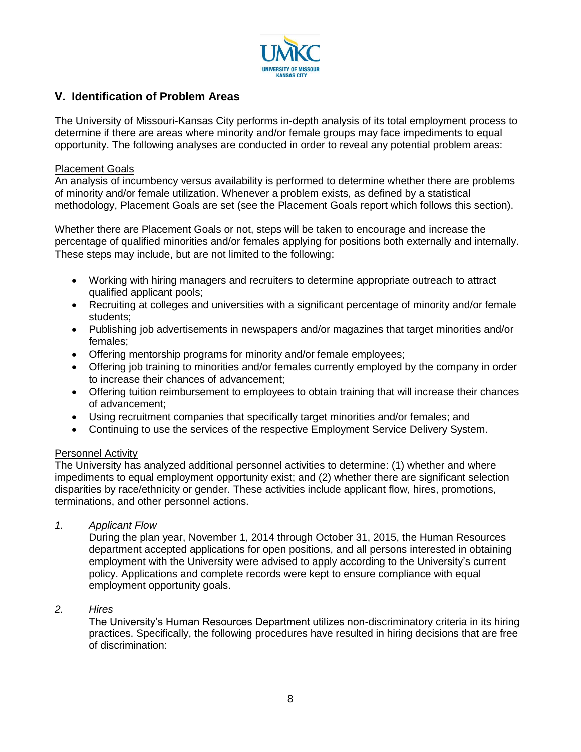## V. Identification of Problem Areas

The University of Missouri-Kansas City performs in-depth analysis of its total employment process to determine if there are areas where minority and/or female groups may face impediments to equal opportunity. The following analyses are conducted in order to reveal any potential problem areas:

Placement Goals

An analysis of incumbency versus availability is performed to determine whether there are problems of minority and/or female utilization. Whenever a problem exists, as defined by a statistical methodology, Placement Goals are set (see the Placement Goals report which follows this section).

Whether there are Placement Goals or not, steps will be taken to encourage and increase the percentage of qualified minorities and/or females applying for positions both externally and internally. These steps may include, but are not limited to the following:

- Working with hiring managers and recruiters to determine appropriate outreach to attract qualified applicant pools;
- Recruiting at colleges and universities with a significant percentage of minority and/or female students;
- Publishing job advertisements in newspapers and/or magazines that target minorities and/or females;
- Offering mentorship programs for minority and/or female employees;
- Offering job training to minorities and/or females currently employed by the company in order to increase their chances of advancement;
- Offering tuition reimbursement to employees to obtain training that will increase their chances of advancement;
- Using recruitment companies that specifically target minorities and/or females; and
- Continuing to use the services of the respective Employment Service Delivery System.

Personnel Activity

The University has analyzed additional personnel activities to determine: (1) whether and where impediments to equal employment opportunity exist; and (2) whether there are significant selection disparities by race/ethnicity or gender. These activities include applicant flow, hires, promotions, terminations, and other personnel actions.

1. *Applicant Flow*

   During the plan year, November 1, 2014 through October 31, 2015, the Human Resources department accepted applications for open positions, and all persons interested in obtaining employment with the University were advised to apply according to the University's current policy. Applications and complete records were kept to ensure compliance with equal employment opportunity goals.

2. *Hires*

   The University's Human Resources Department utilizes non-discriminatory criteria in its hiring practices. Specifically, the following procedures have resulted in hiring decisions that are free of discrimination: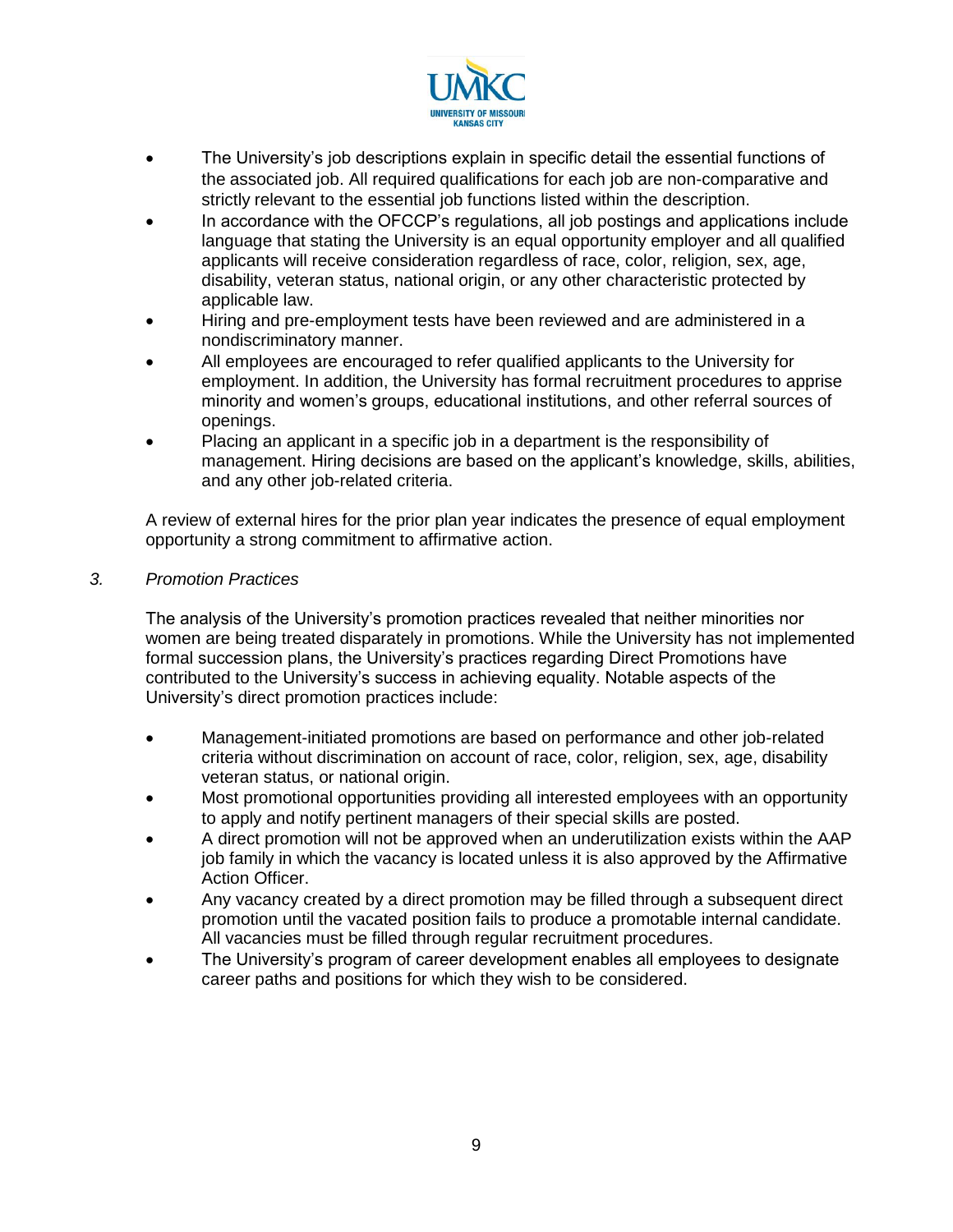- The University's job descriptions explain in specific detail the essential functions of the associated job. All required qualifications for each job are non-comparative and strictly relevant to the essential job functions listed within the description.
- In accordance with the OFCCP's regulations, all job postings and applications include language that stating the University is an equal opportunity employer and all qualified applicants will receive consideration regardless of race, color, religion, sex, age, disability, veteran status, national origin, or any other characteristic protected by applicable law.
- Hiring and pre-employment tests have been reviewed and are administered in a nondiscriminatory manner.
- All employees are encouraged to refer qualified applicants to the University for employment. In addition, the University has formal recruitment procedures to apprise minority and women's groups, educational institutions, and other referral sources of openings.
- Placing an applicant in a specific job in a department is the responsibility of management. Hiring decisions are based on the applicant's knowledge, skills, abilities, and any other job-related criteria.

A review of external hires for the prior plan year indicates the presence of equal employment opportunity a strong commitment to affirmative action.

*3. Promotion Practices*

The analysis of the University's promotion practices revealed that neither minorities nor women are being treated disparately in promotions. While the University has not implemented formal succession plans, the University's practices regarding Direct Promotions have contributed to the University's success in achieving equality. Notable aspects of the University's direct promotion practices include:

- Management-initiated promotions are based on performance and other job-related criteria without discrimination on account of race, color, religion, sex, age, disability veteran status, or national origin.
- Most promotional opportunities providing all interested employees with an opportunity to apply and notify pertinent managers of their special skills are posted.
- A direct promotion will not be approved when an underutilization exists within the AAP job family in which the vacancy is located unless it is also approved by the Affirmative Action Officer.
- Any vacancy created by a direct promotion may be filled through a subsequent direct promotion until the vacated position fails to produce a promotable internal candidate. All vacancies must be filled through regular recruitment procedures.
- The University's program of career development enables all employees to designate career paths and positions for which they wish to be considered.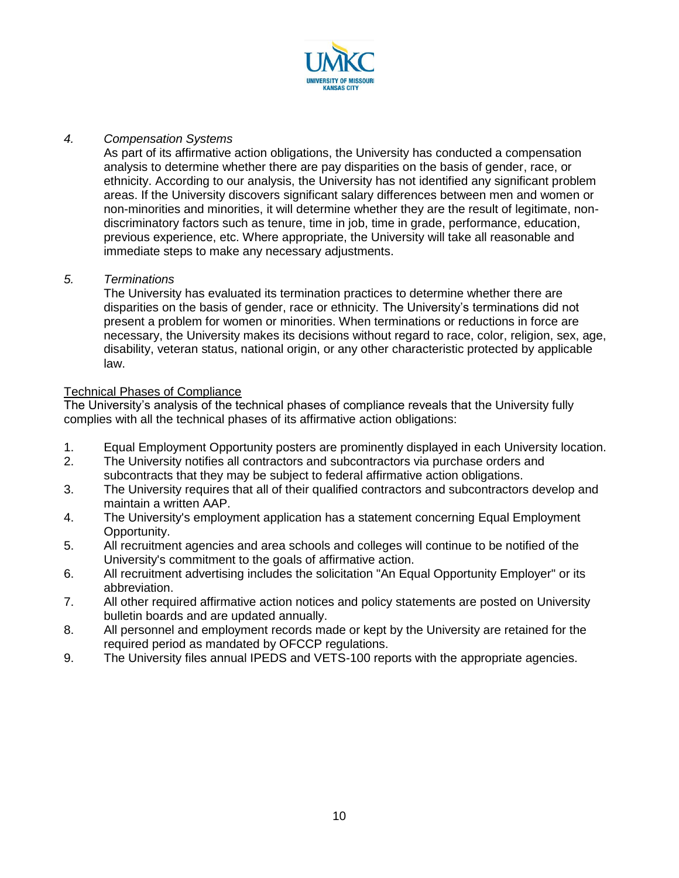*4. Compensation Systems*

As part of its affirmative action obligations, the University has conducted a compensation analysis to determine whether there are pay disparities on the basis of gender, race, or ethnicity. According to our analysis, the University has not identified any significant problem areas. If the University discovers significant salary differences between men and women or non-minorities and minorities, it will determine whether they are the result of legitimate, non-discriminatory factors such as tenure, time in job, time in grade, performance, education, previous experience, etc. Where appropriate, the University will take all reasonable and immediate steps to make any necessary adjustments.

*5. Terminations*

The University has evaluated its termination practices to determine whether there are disparities on the basis of gender, race or ethnicity. The University's terminations did not present a problem for women or minorities. When terminations or reductions in force are necessary, the University makes its decisions without regard to race, color, religion, sex, age, disability, veteran status, national origin, or any other characteristic protected by applicable law.

<u>Technical Phases of Compliance</u>

The University's analysis of the technical phases of compliance reveals that the University fully complies with all the technical phases of its affirmative action obligations:

1. Equal Employment Opportunity posters are prominently displayed in each University location.
2. The University notifies all contractors and subcontractors via purchase orders and subcontracts that they may be subject to federal affirmative action obligations.
3. The University requires that all of their qualified contractors and subcontractors develop and maintain a written AAP.
4. The University's employment application has a statement concerning Equal Employment Opportunity.
5. All recruitment agencies and area schools and colleges will continue to be notified of the University's commitment to the goals of affirmative action.
6. All recruitment advertising includes the solicitation "An Equal Opportunity Employer" or its abbreviation.
7. All other required affirmative action notices and policy statements are posted on University bulletin boards and are updated annually.
8. All personnel and employment records made or kept by the University are retained for the required period as mandated by OFCCP regulations.
9. The University files annual IPEDS and VETS-100 reports with the appropriate agencies.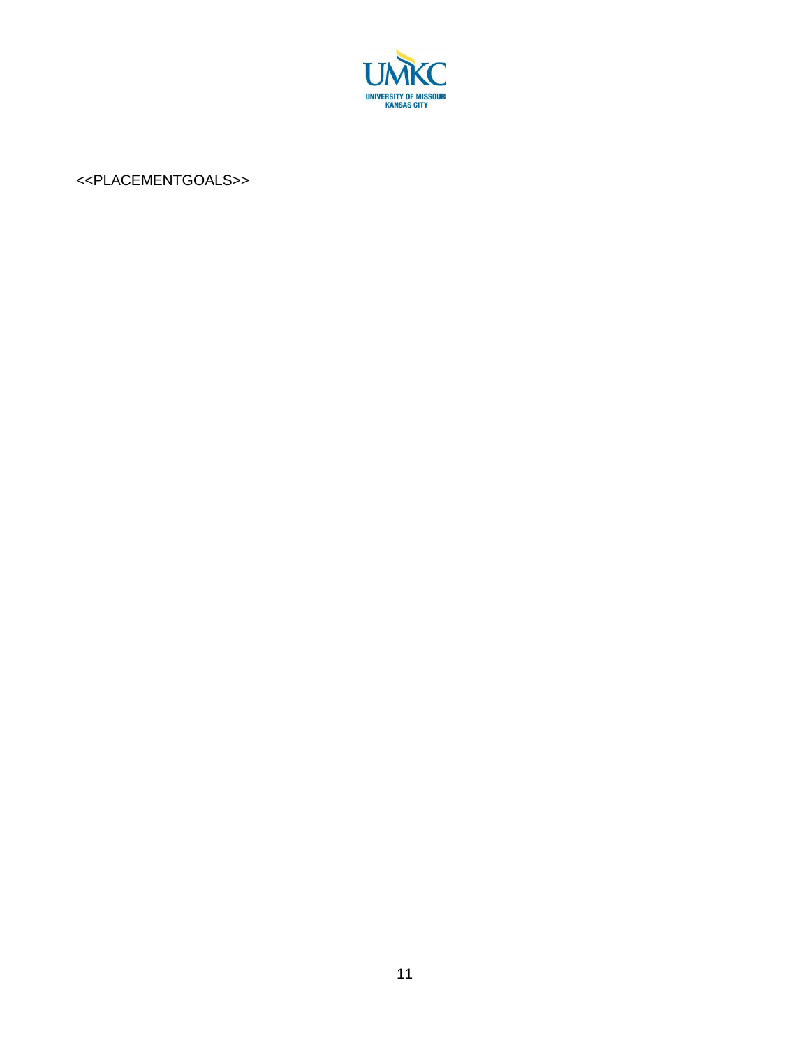<<PLACEMENTGOALS>>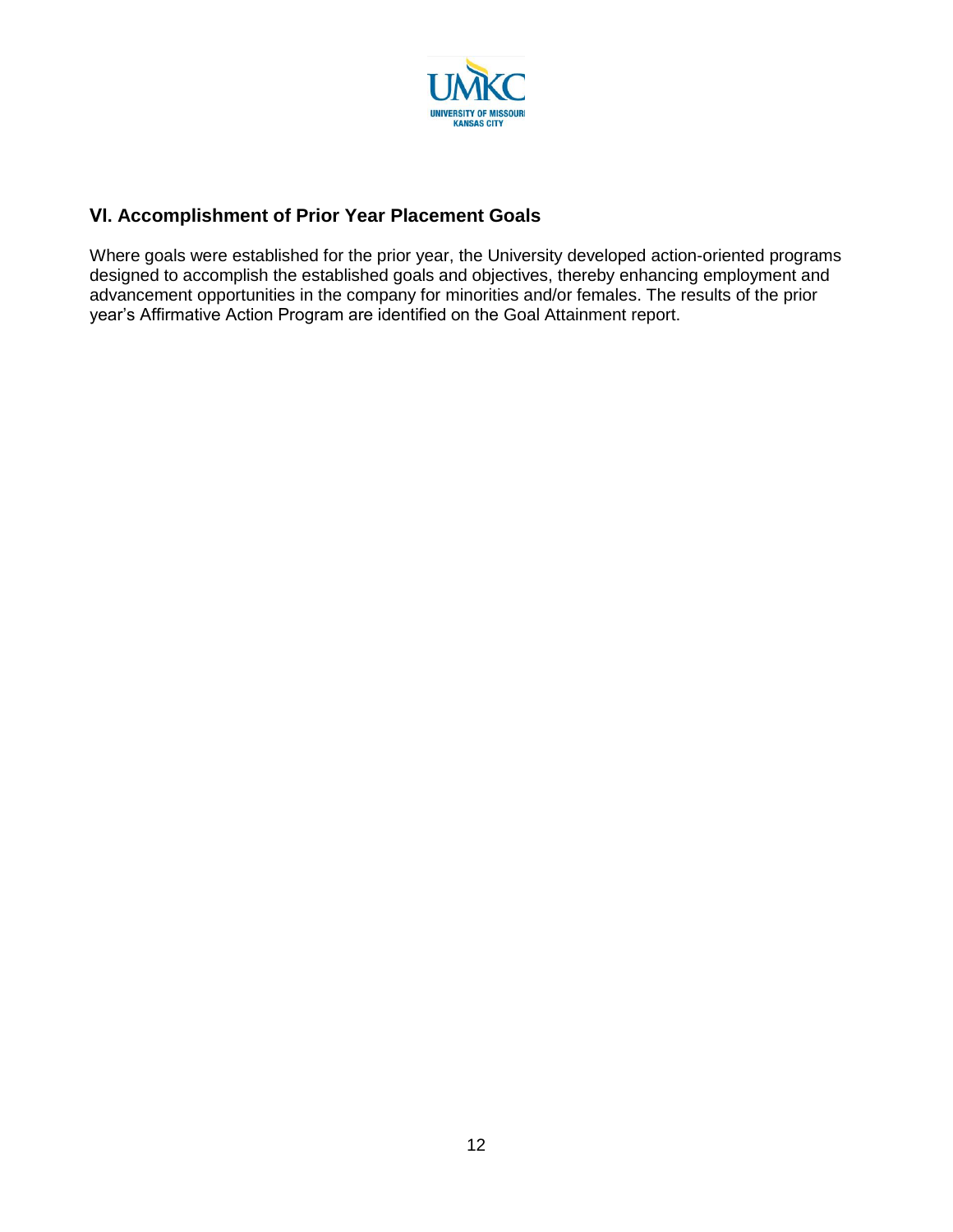## VI. Accomplishment of Prior Year Placement Goals

Where goals were established for the prior year, the University developed action-oriented programs designed to accomplish the established goals and objectives, thereby enhancing employment and advancement opportunities in the company for minorities and/or females. The results of the prior year's Affirmative Action Program are identified on the Goal Attainment report.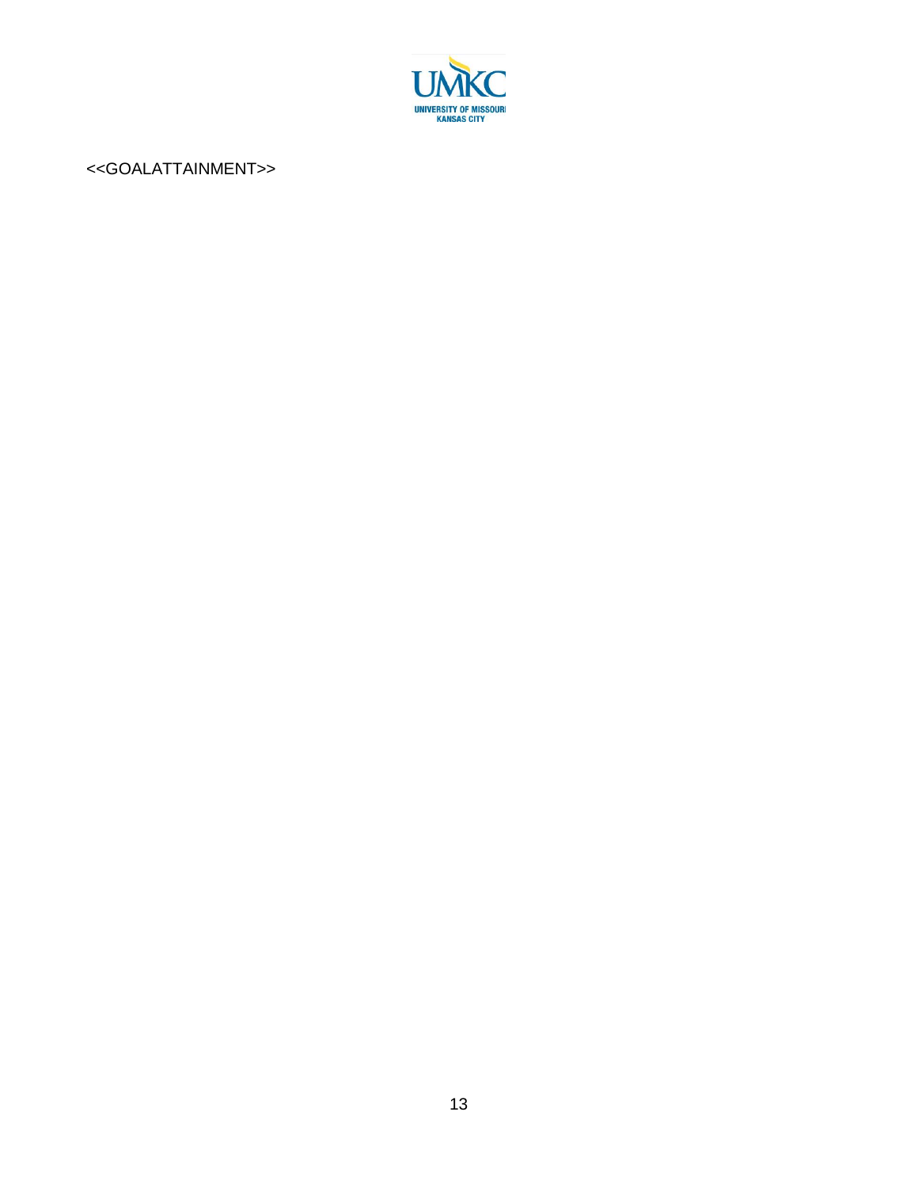<<GOALATTAINMENT>>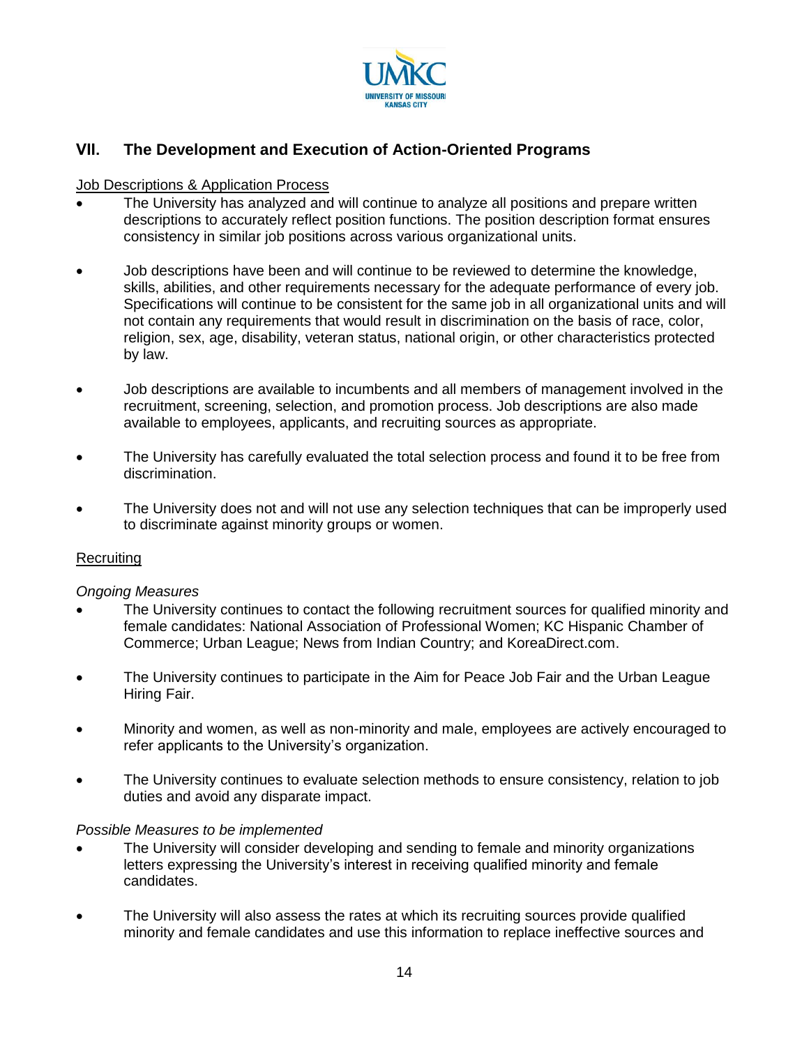## VII. The Development and Execution of Action-Oriented Programs

<u>Job Descriptions & Application Process</u>

- The University has analyzed and will continue to analyze all positions and prepare written descriptions to accurately reflect position functions. The position description format ensures consistency in similar job positions across various organizational units.

- Job descriptions have been and will continue to be reviewed to determine the knowledge, skills, abilities, and other requirements necessary for the adequate performance of every job. Specifications will continue to be consistent for the same job in all organizational units and will not contain any requirements that would result in discrimination on the basis of race, color, religion, sex, age, disability, veteran status, national origin, or other characteristics protected by law.

- Job descriptions are available to incumbents and all members of management involved in the recruitment, screening, selection, and promotion process. Job descriptions are also made available to employees, applicants, and recruiting sources as appropriate.

- The University has carefully evaluated the total selection process and found it to be free from discrimination.

- The University does not and will not use any selection techniques that can be improperly used to discriminate against minority groups or women.

<u>Recruiting</u>

*Ongoing Measures*

- The University continues to contact the following recruitment sources for qualified minority and female candidates: National Association of Professional Women; KC Hispanic Chamber of Commerce; Urban League; News from Indian Country; and KoreaDirect.com.

- The University continues to participate in the Aim for Peace Job Fair and the Urban League Hiring Fair.

- Minority and women, as well as non-minority and male, employees are actively encouraged to refer applicants to the University's organization.

- The University continues to evaluate selection methods to ensure consistency, relation to job duties and avoid any disparate impact.

*Possible Measures to be implemented*

- The University will consider developing and sending to female and minority organizations letters expressing the University's interest in receiving qualified minority and female candidates.

- The University will also assess the rates at which its recruiting sources provide qualified minority and female candidates and use this information to replace ineffective sources and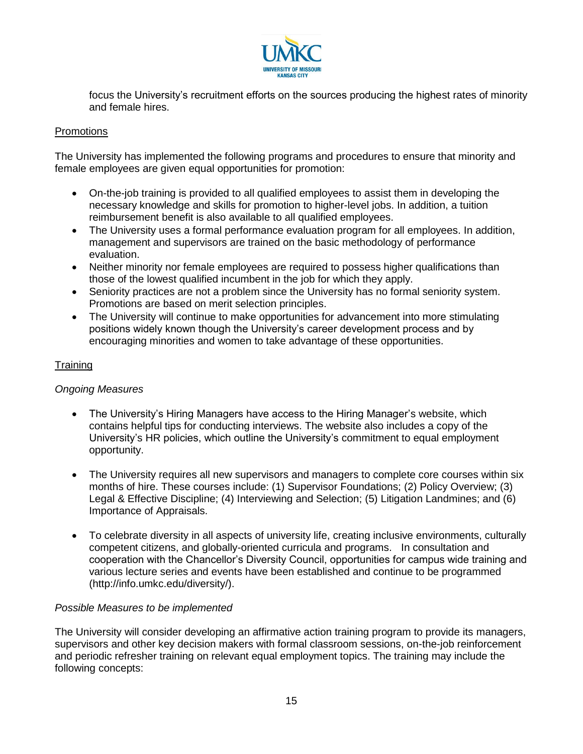focus the University's recruitment efforts on the sources producing the highest rates of minority and female hires.

<u>Promotions</u>

The University has implemented the following programs and procedures to ensure that minority and female employees are given equal opportunities for promotion:

- On-the-job training is provided to all qualified employees to assist them in developing the necessary knowledge and skills for promotion to higher-level jobs. In addition, a tuition reimbursement benefit is also available to all qualified employees.
- The University uses a formal performance evaluation program for all employees. In addition, management and supervisors are trained on the basic methodology of performance evaluation.
- Neither minority nor female employees are required to possess higher qualifications than those of the lowest qualified incumbent in the job for which they apply.
- Seniority practices are not a problem since the University has no formal seniority system. Promotions are based on merit selection principles.
- The University will continue to make opportunities for advancement into more stimulating positions widely known though the University's career development process and by encouraging minorities and women to take advantage of these opportunities.

<u>Training</u>

*Ongoing Measures*

- The University's Hiring Managers have access to the Hiring Manager's website, which contains helpful tips for conducting interviews. The website also includes a copy of the University's HR policies, which outline the University's commitment to equal employment opportunity.

- The University requires all new supervisors and managers to complete core courses within six months of hire. These courses include: (1) Supervisor Foundations; (2) Policy Overview; (3) Legal & Effective Discipline; (4) Interviewing and Selection; (5) Litigation Landmines; and (6) Importance of Appraisals.

- To celebrate diversity in all aspects of university life, creating inclusive environments, culturally competent citizens, and globally-oriented curricula and programs. In consultation and cooperation with the Chancellor's Diversity Council, opportunities for campus wide training and various lecture series and events have been established and continue to be programmed (http://info.umkc.edu/diversity/).

*Possible Measures to be implemented*

The University will consider developing an affirmative action training program to provide its managers, supervisors and other key decision makers with formal classroom sessions, on-the-job reinforcement and periodic refresher training on relevant equal employment topics. The training may include the following concepts: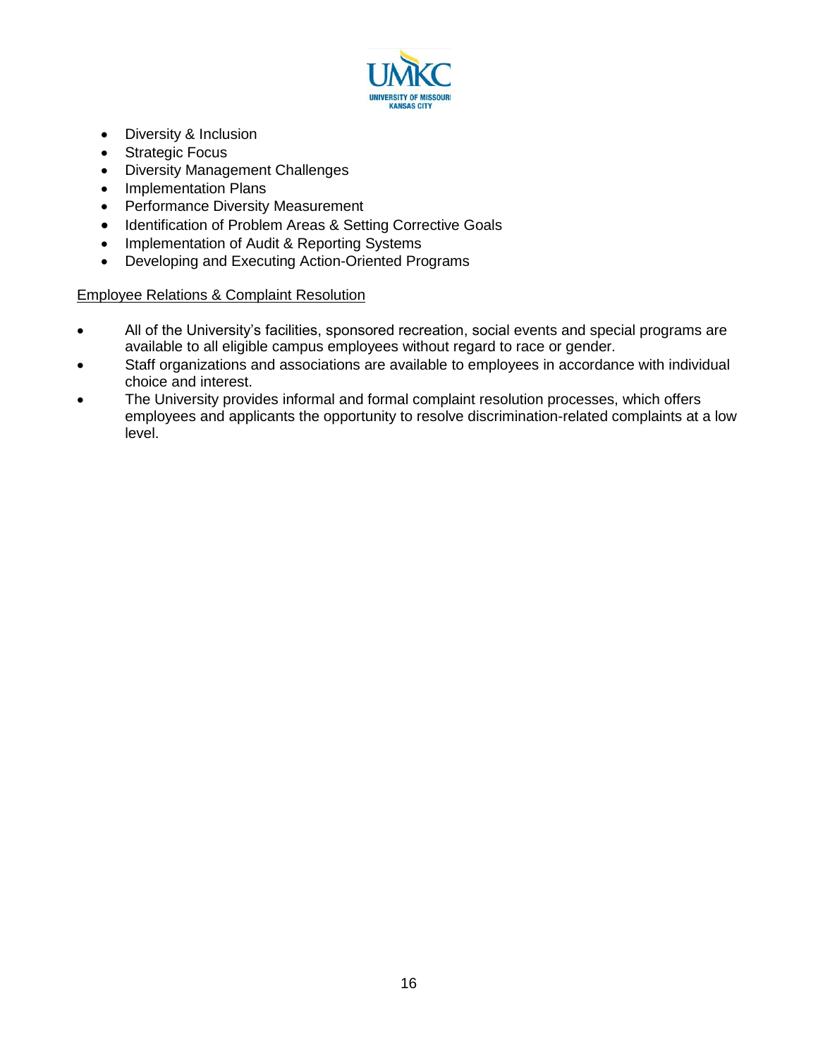- Diversity & Inclusion
- Strategic Focus
- Diversity Management Challenges
- Implementation Plans
- Performance Diversity Measurement
- Identification of Problem Areas & Setting Corrective Goals
- Implementation of Audit & Reporting Systems
- Developing and Executing Action-Oriented Programs

<u>Employee Relations & Complaint Resolution</u>

- All of the University's facilities, sponsored recreation, social events and special programs are available to all eligible campus employees without regard to race or gender.
- Staff organizations and associations are available to employees in accordance with individual choice and interest.
- The University provides informal and formal complaint resolution processes, which offers employees and applicants the opportunity to resolve discrimination-related complaints at a low level.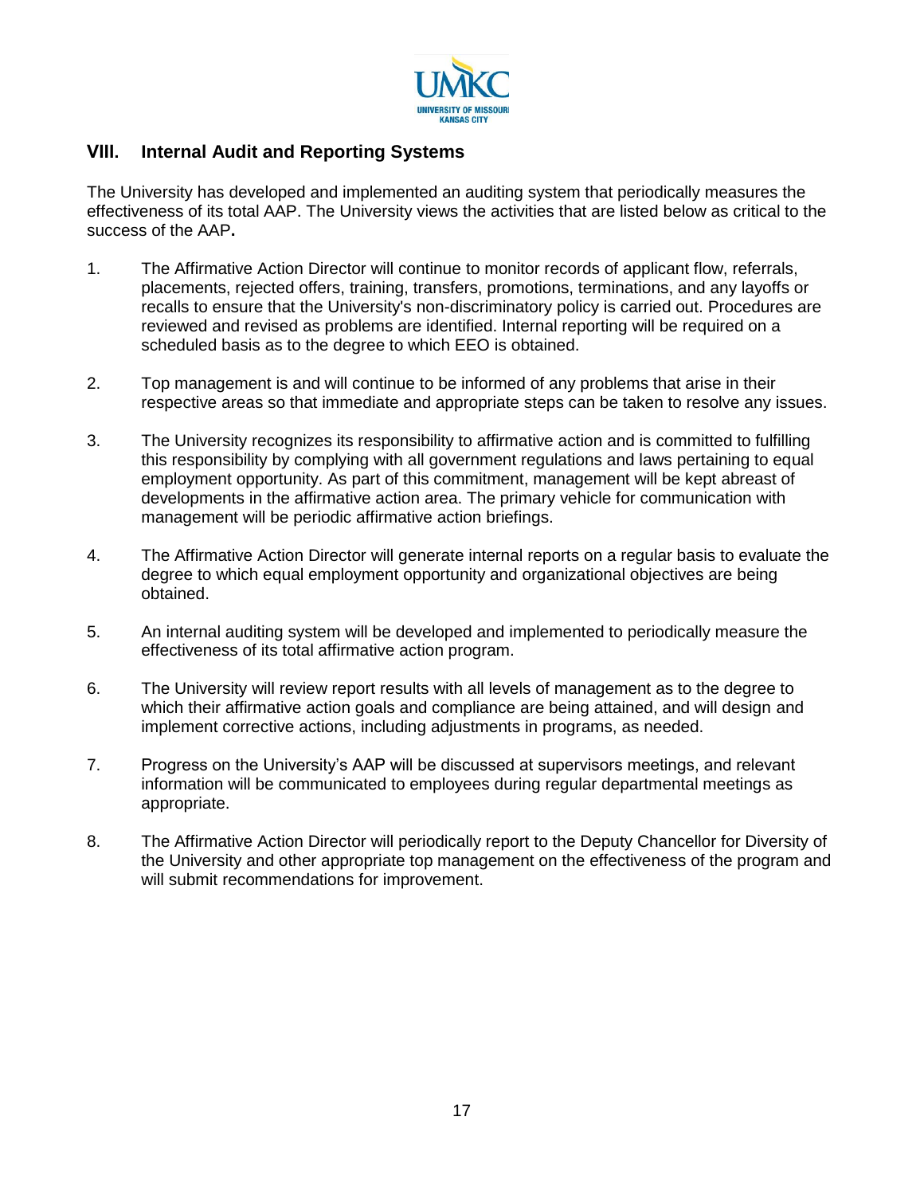## VIII. Internal Audit and Reporting Systems

The University has developed and implemented an auditing system that periodically measures the effectiveness of its total AAP. The University views the activities that are listed below as critical to the success of the AAP**.**

1. The Affirmative Action Director will continue to monitor records of applicant flow, referrals, placements, rejected offers, training, transfers, promotions, terminations, and any layoffs or recalls to ensure that the University's non-discriminatory policy is carried out. Procedures are reviewed and revised as problems are identified. Internal reporting will be required on a scheduled basis as to the degree to which EEO is obtained.

2. Top management is and will continue to be informed of any problems that arise in their respective areas so that immediate and appropriate steps can be taken to resolve any issues.

3. The University recognizes its responsibility to affirmative action and is committed to fulfilling this responsibility by complying with all government regulations and laws pertaining to equal employment opportunity. As part of this commitment, management will be kept abreast of developments in the affirmative action area. The primary vehicle for communication with management will be periodic affirmative action briefings.

4. The Affirmative Action Director will generate internal reports on a regular basis to evaluate the degree to which equal employment opportunity and organizational objectives are being obtained.

5. An internal auditing system will be developed and implemented to periodically measure the effectiveness of its total affirmative action program.

6. The University will review report results with all levels of management as to the degree to which their affirmative action goals and compliance are being attained, and will design and implement corrective actions, including adjustments in programs, as needed.

7. Progress on the University's AAP will be discussed at supervisors meetings, and relevant information will be communicated to employees during regular departmental meetings as appropriate.

8. The Affirmative Action Director will periodically report to the Deputy Chancellor for Diversity of the University and other appropriate top management on the effectiveness of the program and will submit recommendations for improvement.